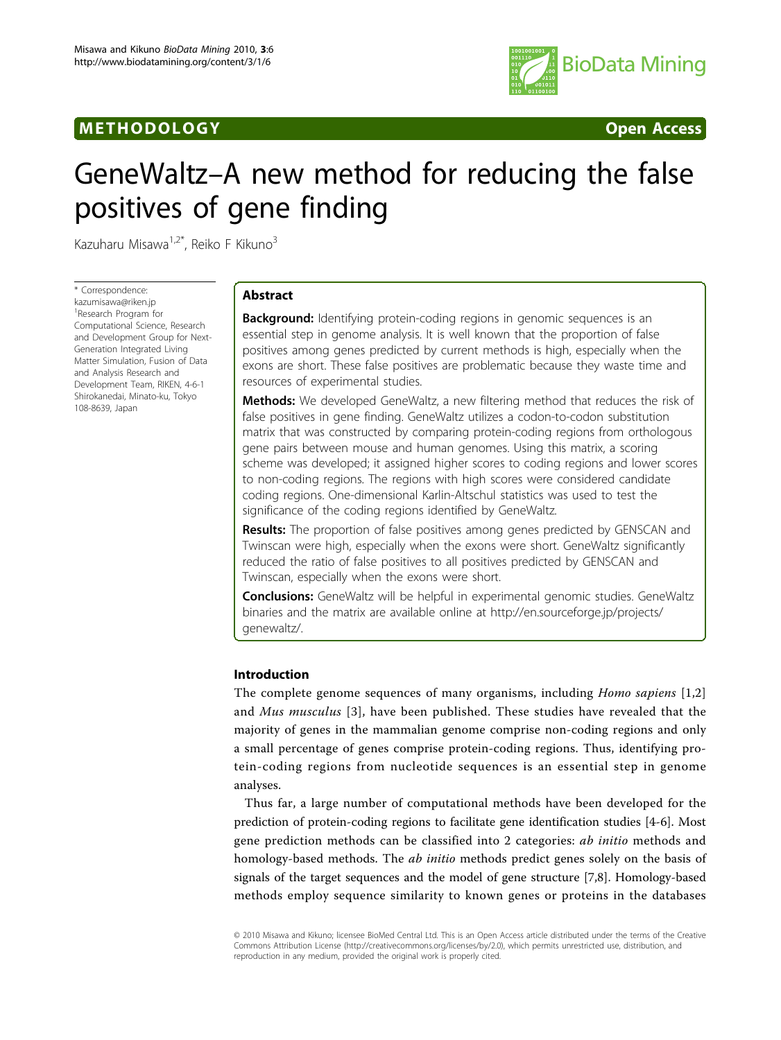METHODOLOGY Open Access

# GeneWaltz–A new method for reducing the false positives of gene finding

Kazuharu Misawa[1,2*], Reiko F Kikuno[3]

\* Correspondence: kazumisawa@riken.jp
[1]Research Program for Computational Science, Research and Development Group for Next-Generation Integrated Living Matter Simulation, Fusion of Data and Analysis Research and Development Team, RIKEN, 4-6-1 Shirokanedai, Minato-ku, Tokyo 108-8639, Japan

## Abstract

**Background:** Identifying protein-coding regions in genomic sequences is an essential step in genome analysis. It is well known that the proportion of false positives among genes predicted by current methods is high, especially when the exons are short. These false positives are problematic because they waste time and resources of experimental studies.

**Methods:** We developed GeneWaltz, a new filtering method that reduces the risk of false positives in gene finding. GeneWaltz utilizes a codon-to-codon substitution matrix that was constructed by comparing protein-coding regions from orthologous gene pairs between mouse and human genomes. Using this matrix, a scoring scheme was developed; it assigned higher scores to coding regions and lower scores to non-coding regions. The regions with high scores were considered candidate coding regions. One-dimensional Karlin-Altschul statistics was used to test the significance of the coding regions identified by GeneWaltz.

**Results:** The proportion of false positives among genes predicted by GENSCAN and Twinscan were high, especially when the exons were short. GeneWaltz significantly reduced the ratio of false positives to all positives predicted by GENSCAN and Twinscan, especially when the exons were short.

**Conclusions:** GeneWaltz will be helpful in experimental genomic studies. GeneWaltz binaries and the matrix are available online at http://en.sourceforge.jp/projects/genewaltz/.

## Introduction

The complete genome sequences of many organisms, including *Homo sapiens* [1,2] and *Mus musculus* [3], have been published. These studies have revealed that the majority of genes in the mammalian genome comprise non-coding regions and only a small percentage of genes comprise protein-coding regions. Thus, identifying protein-coding regions from nucleotide sequences is an essential step in genome analyses.

Thus far, a large number of computational methods have been developed for the prediction of protein-coding regions to facilitate gene identification studies [4-6]. Most gene prediction methods can be classified into 2 categories: *ab initio* methods and homology-based methods. The *ab initio* methods predict genes solely on the basis of signals of the target sequences and the model of gene structure [7,8]. Homology-based methods employ sequence similarity to known genes or proteins in the databases

© 2010 Misawa and Kikuno; licensee BioMed Central Ltd. This is an Open Access article distributed under the terms of the Creative Commons Attribution License (http://creativecommons.org/licenses/by/2.0), which permits unrestricted use, distribution, and reproduction in any medium, provided the original work is properly cited.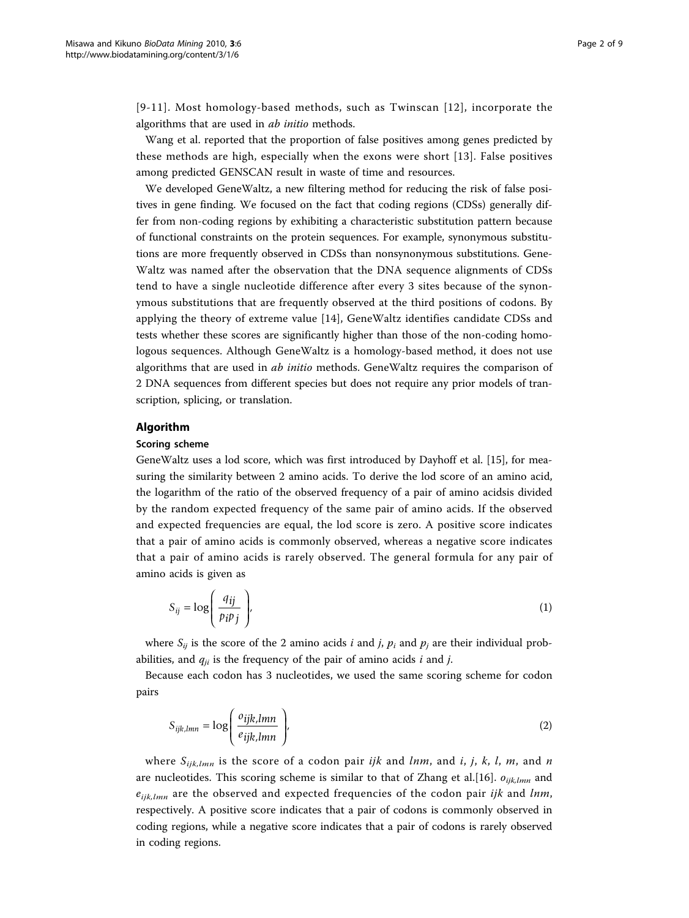[9-11]. Most homology-based methods, such as Twinscan [12], incorporate the algorithms that are used in *ab initio* methods.

Wang et al. reported that the proportion of false positives among genes predicted by these methods are high, especially when the exons were short [13]. False positives among predicted GENSCAN result in waste of time and resources.

We developed GeneWaltz, a new filtering method for reducing the risk of false positives in gene finding. We focused on the fact that coding regions (CDSs) generally differ from non-coding regions by exhibiting a characteristic substitution pattern because of functional constraints on the protein sequences. For example, synonymous substitutions are more frequently observed in CDSs than nonsynonymous substitutions. GeneWaltz was named after the observation that the DNA sequence alignments of CDSs tend to have a single nucleotide difference after every 3 sites because of the synonymous substitutions that are frequently observed at the third positions of codons. By applying the theory of extreme value [14], GeneWaltz identifies candidate CDSs and tests whether these scores are significantly higher than those of the non-coding homologous sequences. Although GeneWaltz is a homology-based method, it does not use algorithms that are used in *ab initio* methods. GeneWaltz requires the comparison of 2 DNA sequences from different species but does not require any prior models of transcription, splicing, or translation.

## Algorithm

### Scoring scheme

GeneWaltz uses a lod score, which was first introduced by Dayhoff et al. [15], for measuring the similarity between 2 amino acids. To derive the lod score of an amino acid, the logarithm of the ratio of the observed frequency of a pair of amino acidsis divided by the random expected frequency of the same pair of amino acids. If the observed and expected frequencies are equal, the lod score is zero. A positive score indicates that a pair of amino acids is commonly observed, whereas a negative score indicates that a pair of amino acids is rarely observed. The general formula for any pair of amino acids is given as

$$S_{ij} = \log\left(\frac{q_{ij}}{p_i p_j}\right), \quad (1)$$

where $S_{ij}$ is the score of the 2 amino acids $i$ and $j$, $p_i$ and $p_j$ are their individual probabilities, and $q_{ji}$ is the frequency of the pair of amino acids $i$ and $j$.

Because each codon has 3 nucleotides, we used the same scoring scheme for codon pairs

$$S_{ijk,lmn} = \log\left(\frac{o_{ijk,lmn}}{e_{ijk,lmn}}\right), \quad (2)$$

where $S_{ijk,lmn}$ is the score of a codon pair $ijk$ and $lnm$, and $i$, $j$, $k$, $l$, $m$, and $n$ are nucleotides. This scoring scheme is similar to that of Zhang et al.[16]. $o_{ijk,lmn}$ and $e_{ijk,lmn}$ are the observed and expected frequencies of the codon pair $ijk$ and $lnm$, respectively. A positive score indicates that a pair of codons is commonly observed in coding regions, while a negative score indicates that a pair of codons is rarely observed in coding regions.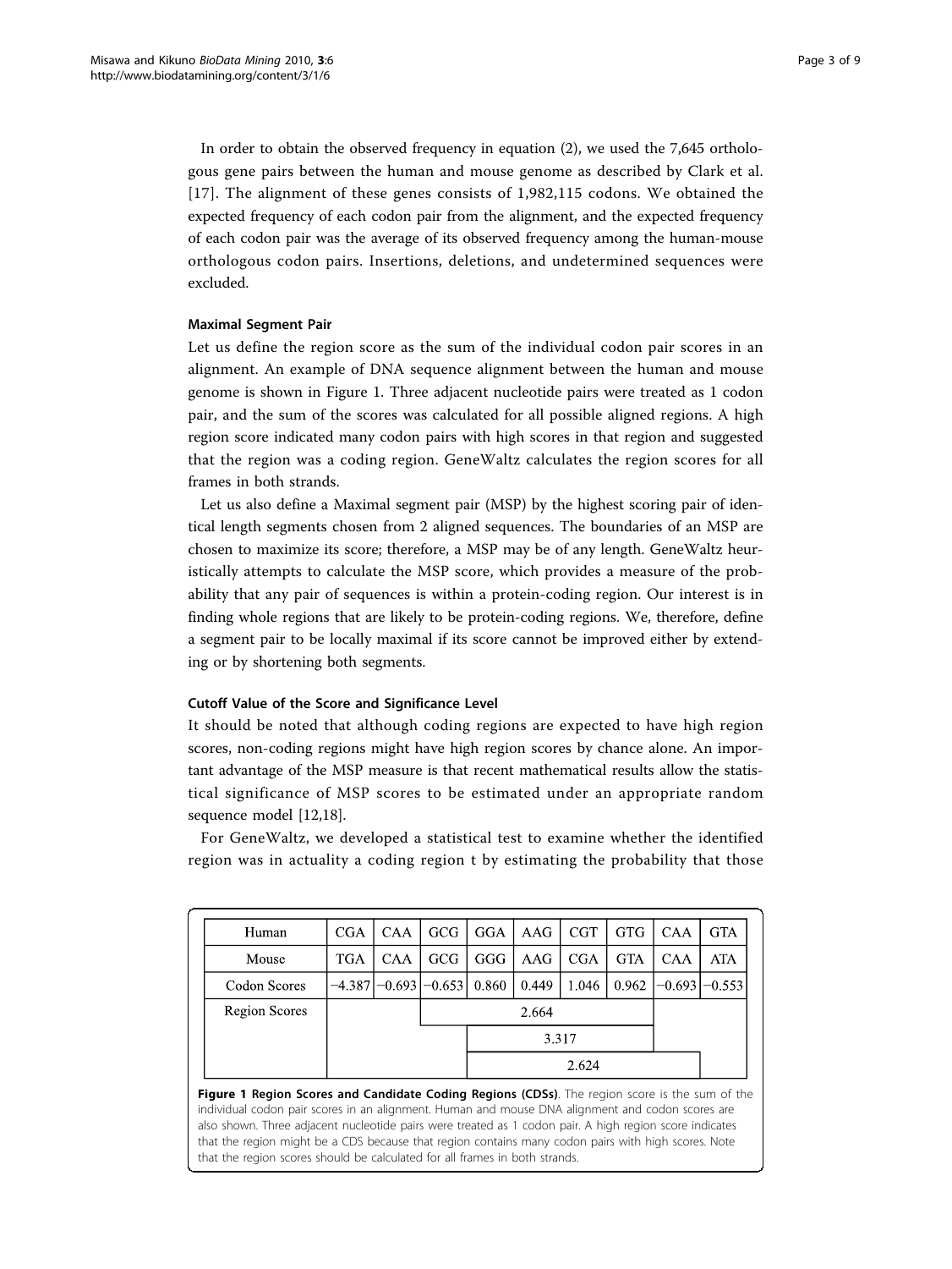In order to obtain the observed frequency in equation (2), we used the 7,645 orthologous gene pairs between the human and mouse genome as described by Clark et al. [17]. The alignment of these genes consists of 1,982,115 codons. We obtained the expected frequency of each codon pair from the alignment, and the expected frequency of each codon pair was the average of its observed frequency among the human-mouse orthologous codon pairs. Insertions, deletions, and undetermined sequences were excluded.

### Maximal Segment Pair

Let us define the region score as the sum of the individual codon pair scores in an alignment. An example of DNA sequence alignment between the human and mouse genome is shown in Figure 1. Three adjacent nucleotide pairs were treated as 1 codon pair, and the sum of the scores was calculated for all possible aligned regions. A high region score indicated many codon pairs with high scores in that region and suggested that the region was a coding region. GeneWaltz calculates the region scores for all frames in both strands.

Let us also define a Maximal segment pair (MSP) by the highest scoring pair of identical length segments chosen from 2 aligned sequences. The boundaries of an MSP are chosen to maximize its score; therefore, a MSP may be of any length. GeneWaltz heuristically attempts to calculate the MSP score, which provides a measure of the probability that any pair of sequences is within a protein-coding region. Our interest is in finding whole regions that are likely to be protein-coding regions. We, therefore, define a segment pair to be locally maximal if its score cannot be improved either by extending or by shortening both segments.

### Cutoff Value of the Score and Significance Level

It should be noted that although coding regions are expected to have high region scores, non-coding regions might have high region scores by chance alone. An important advantage of the MSP measure is that recent mathematical results allow the statistical significance of MSP scores to be estimated under an appropriate random sequence model [12,18].

For GeneWaltz, we developed a statistical test to examine whether the identified region was in actuality a coding region t by estimating the probability that those

| Human | CGA | CAA | GCG | GGA | AAG | CGT | GTG | CAA | GTA |
|---|---|---|---|---|---|---|---|---|---|
| Mouse | TGA | CAA | GCG | GGG | AAG | CGA | GTA | CAA | ATA |
| Codon Scores | −4.387 | −0.693 | −0.653 | 0.860 | 0.449 | 1.046 | 0.962 | −0.693 | −0.553 |
| Region Scores | | | 2.664 | | | | | | |
| | | | | 3.317 | | | | | |
| | | | | 2.624 | | | | | |

**Figure 1 Region Scores and Candidate Coding Regions (CDSs)**. The region score is the sum of the individual codon pair scores in an alignment. Human and mouse DNA alignment and codon scores are also shown. Three adjacent nucleotide pairs were treated as 1 codon pair. A high region score indicates that the region might be a CDS because that region contains many codon pairs with high scores. Note that the region scores should be calculated for all frames in both strands.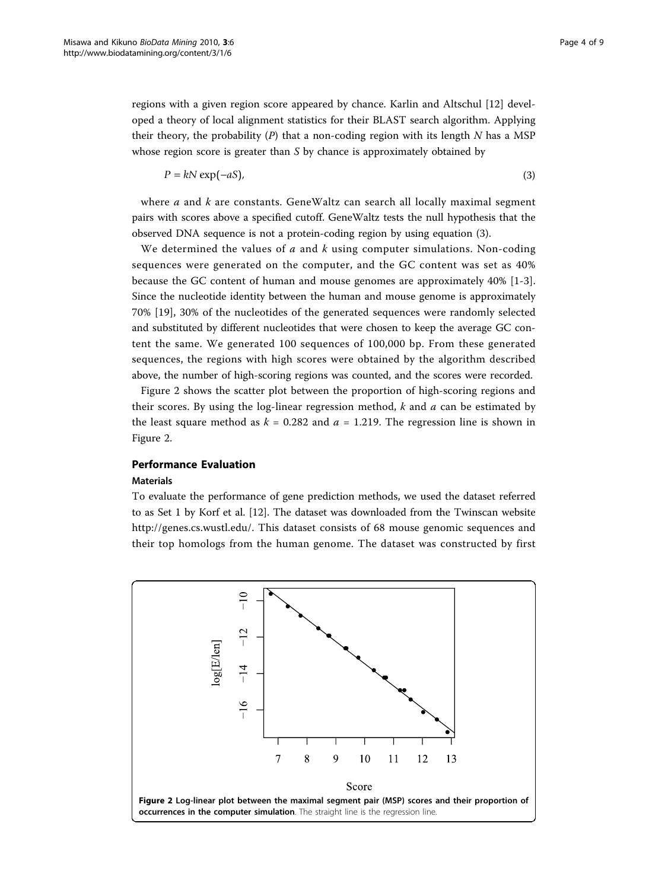regions with a given region score appeared by chance. Karlin and Altschul [12] developed a theory of local alignment statistics for their BLAST search algorithm. Applying their theory, the probability ($P$) that a non-coding region with its length $N$ has a MSP whose region score is greater than $S$ by chance is approximately obtained by

$$P = kN \exp(-aS), \tag{3}$$

where $a$ and $k$ are constants. GeneWaltz can search all locally maximal segment pairs with scores above a specified cutoff. GeneWaltz tests the null hypothesis that the observed DNA sequence is not a protein-coding region by using equation (3).

We determined the values of $a$ and $k$ using computer simulations. Non-coding sequences were generated on the computer, and the GC content was set as 40% because the GC content of human and mouse genomes are approximately 40% [1-3]. Since the nucleotide identity between the human and mouse genome is approximately 70% [19], 30% of the nucleotides of the generated sequences were randomly selected and substituted by different nucleotides that were chosen to keep the average GC content the same. We generated 100 sequences of 100,000 bp. From these generated sequences, the regions with high scores were obtained by the algorithm described above, the number of high-scoring regions was counted, and the scores were recorded.

Figure 2 shows the scatter plot between the proportion of high-scoring regions and their scores. By using the log-linear regression method, $k$ and $a$ can be estimated by the least square method as $k = 0.282$ and $a = 1.219$. The regression line is shown in Figure 2.

## Performance Evaluation

### Materials

To evaluate the performance of gene prediction methods, we used the dataset referred to as Set 1 by Korf et al. [12]. The dataset was downloaded from the Twinscan website http://genes.cs.wustl.edu/. This dataset consists of 68 mouse genomic sequences and their top homologs from the human genome. The dataset was constructed by first

**Figure 2 Log-linear plot between the maximal segment pair (MSP) scores and their proportion of occurrences in the computer simulation**. The straight line is the regression line.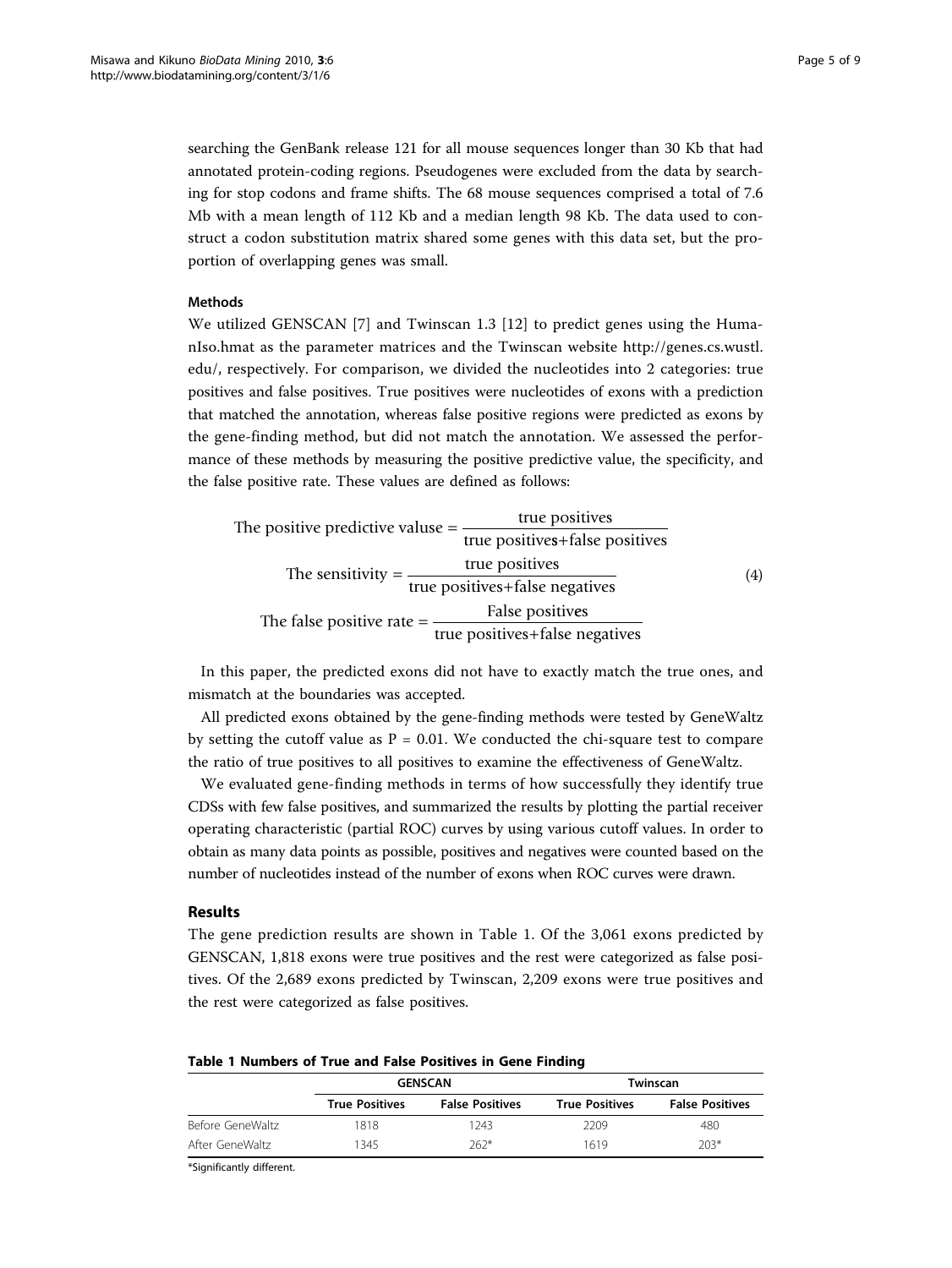searching the GenBank release 121 for all mouse sequences longer than 30 Kb that had annotated protein-coding regions. Pseudogenes were excluded from the data by searching for stop codons and frame shifts. The 68 mouse sequences comprised a total of 7.6 Mb with a mean length of 112 Kb and a median length 98 Kb. The data used to construct a codon substitution matrix shared some genes with this data set, but the proportion of overlapping genes was small.

#### Methods

We utilized GENSCAN [7] and Twinscan 1.3 [12] to predict genes using the HumanIso.hmat as the parameter matrices and the Twinscan website http://genes.cs.wustl.edu/, respectively. For comparison, we divided the nucleotides into 2 categories: true positives and false positives. True positives were nucleotides of exons with a prediction that matched the annotation, whereas false positive regions were predicted as exons by the gene-finding method, but did not match the annotation. We assessed the performance of these methods by measuring the positive predictive value, the specificity, and the false positive rate. These values are defined as follows:

$$\begin{aligned}
\text{The positive predictive valuse} &= \frac{\text{true positives}}{\text{true positives+false positives}} \\
\text{The sensitivity} &= \frac{\text{true positives}}{\text{true positives+false negatives}} \\
\text{The false positive rate} &= \frac{\text{False positives}}{\text{true positives+false negatives}}
\end{aligned} \tag{4}$$

In this paper, the predicted exons did not have to exactly match the true ones, and mismatch at the boundaries was accepted.

All predicted exons obtained by the gene-finding methods were tested by GeneWaltz by setting the cutoff value as $P = 0.01$. We conducted the chi-square test to compare the ratio of true positives to all positives to examine the effectiveness of GeneWaltz.

We evaluated gene-finding methods in terms of how successfully they identify true CDSs with few false positives, and summarized the results by plotting the partial receiver operating characteristic (partial ROC) curves by using various cutoff values. In order to obtain as many data points as possible, positives and negatives were counted based on the number of nucleotides instead of the number of exons when ROC curves were drawn.

## Results

The gene prediction results are shown in Table 1. Of the 3,061 exons predicted by GENSCAN, 1,818 exons were true positives and the rest were categorized as false positives. Of the 2,689 exons predicted by Twinscan, 2,209 exons were true positives and the rest were categorized as false positives.

**Table 1 Numbers of True and False Positives in Gene Finding**

| | GENSCAN | | Twinscan | |
|---|---|---|---|---|
| | True Positives | False Positives | True Positives | False Positives |
| Before GeneWaltz | 1818 | 1243 | 2209 | 480 |
| After GeneWaltz | 1345 | 262* | 1619 | 203* |

*Significantly different.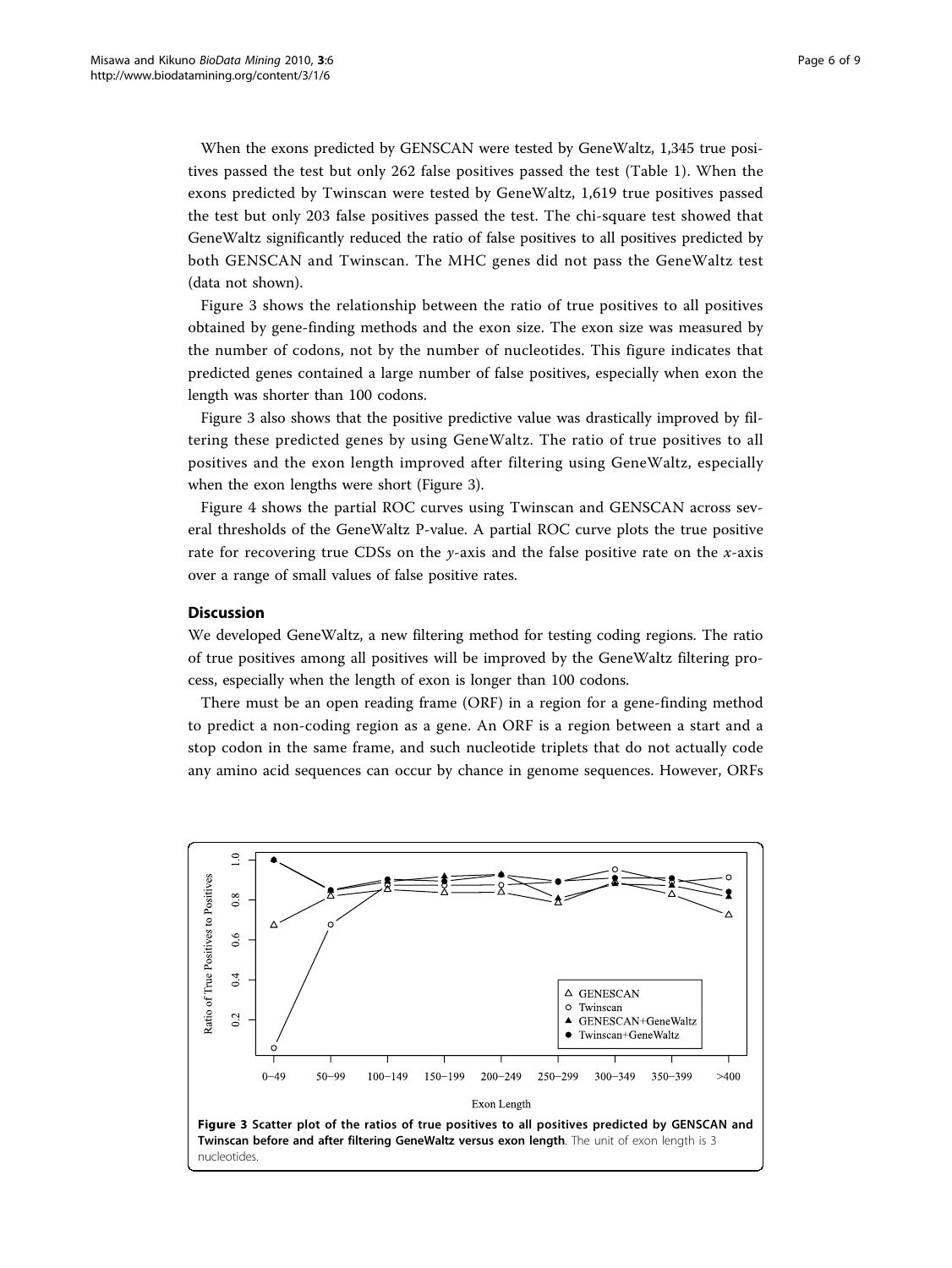When the exons predicted by GENSCAN were tested by GeneWaltz, 1,345 true positives passed the test but only 262 false positives passed the test (Table 1). When the exons predicted by Twinscan were tested by GeneWaltz, 1,619 true positives passed the test but only 203 false positives passed the test. The chi-square test showed that GeneWaltz significantly reduced the ratio of false positives to all positives predicted by both GENSCAN and Twinscan. The MHC genes did not pass the GeneWaltz test (data not shown).

Figure 3 shows the relationship between the ratio of true positives to all positives obtained by gene-finding methods and the exon size. The exon size was measured by the number of codons, not by the number of nucleotides. This figure indicates that predicted genes contained a large number of false positives, especially when exon the length was shorter than 100 codons.

Figure 3 also shows that the positive predictive value was drastically improved by filtering these predicted genes by using GeneWaltz. The ratio of true positives to all positives and the exon length improved after filtering using GeneWaltz, especially when the exon lengths were short (Figure 3).

Figure 4 shows the partial ROC curves using Twinscan and GENSCAN across several thresholds of the GeneWaltz P-value. A partial ROC curve plots the true positive rate for recovering true CDSs on the $y$-axis and the false positive rate on the $x$-axis over a range of small values of false positive rates.

## Discussion

We developed GeneWaltz, a new filtering method for testing coding regions. The ratio of true positives among all positives will be improved by the GeneWaltz filtering process, especially when the length of exon is longer than 100 codons.

There must be an open reading frame (ORF) in a region for a gene-finding method to predict a non-coding region as a gene. An ORF is a region between a start and a stop codon in the same frame, and such nucleotide triplets that do not actually code any amino acid sequences can occur by chance in genome sequences. However, ORFs

**Figure 3 Scatter plot of the ratios of true positives to all positives predicted by GENSCAN and Twinscan before and after filtering GeneWaltz versus exon length**. The unit of exon length is 3 nucleotides.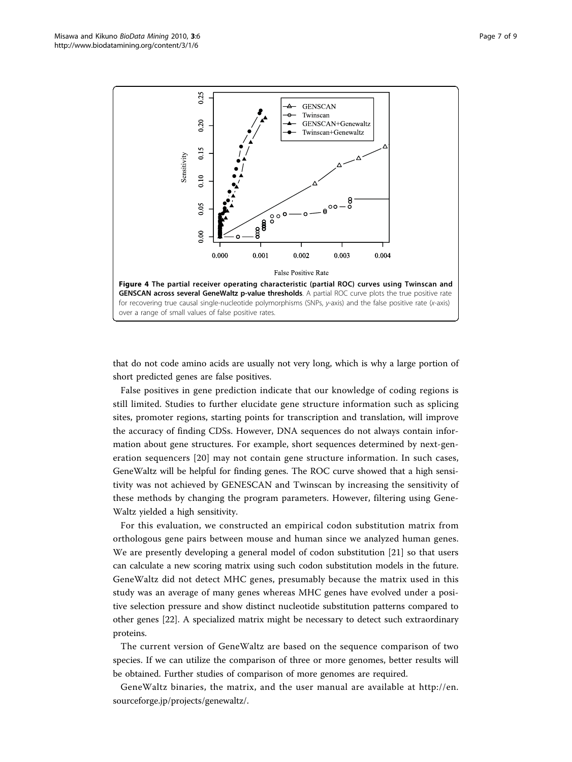**Figure 4 The partial receiver operating characteristic (partial ROC) curves using Twinscan and GENSCAN across several GeneWaltz p-value thresholds**. A partial ROC curve plots the true positive rate for recovering true causal single-nucleotide polymorphisms (SNPs, *y*-axis) and the false positive rate (*x*-axis) over a range of small values of false positive rates.

that do not code amino acids are usually not very long, which is why a large portion of short predicted genes are false positives.

False positives in gene prediction indicate that our knowledge of coding regions is still limited. Studies to further elucidate gene structure information such as splicing sites, promoter regions, starting points for transcription and translation, will improve the accuracy of finding CDSs. However, DNA sequences do not always contain information about gene structures. For example, short sequences determined by next-generation sequencers [20] may not contain gene structure information. In such cases, GeneWaltz will be helpful for finding genes. The ROC curve showed that a high sensitivity was not achieved by GENESCAN and Twinscan by increasing the sensitivity of these methods by changing the program parameters. However, filtering using GeneWaltz yielded a high sensitivity.

For this evaluation, we constructed an empirical codon substitution matrix from orthologous gene pairs between mouse and human since we analyzed human genes. We are presently developing a general model of codon substitution [21] so that users can calculate a new scoring matrix using such codon substitution models in the future. GeneWaltz did not detect MHC genes, presumably because the matrix used in this study was an average of many genes whereas MHC genes have evolved under a positive selection pressure and show distinct nucleotide substitution patterns compared to other genes [22]. A specialized matrix might be necessary to detect such extraordinary proteins.

The current version of GeneWaltz are based on the sequence comparison of two species. If we can utilize the comparison of three or more genomes, better results will be obtained. Further studies of comparison of more genomes are required.

GeneWaltz binaries, the matrix, and the user manual are available at http://en.sourceforge.jp/projects/genewaltz/.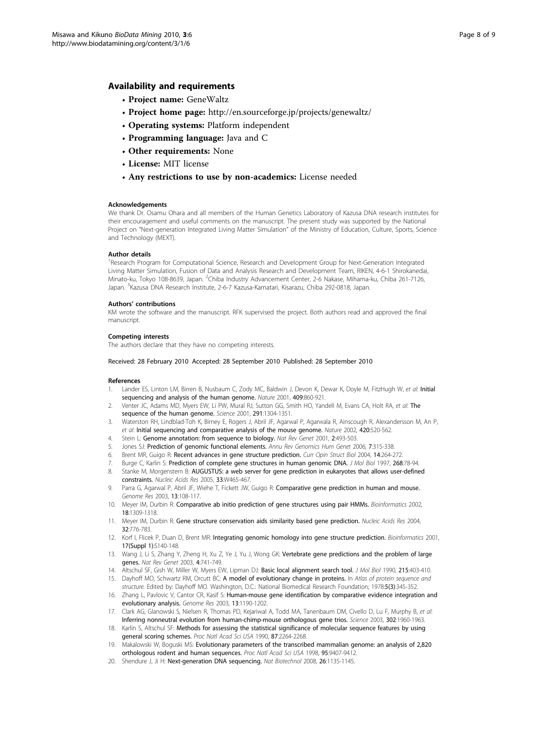## Availability and requirements

- **Project name:** GeneWaltz
- **Project home page:** http://en.sourceforge.jp/projects/genewaltz/
- **Operating systems:** Platform independent
- **Programming language:** Java and C
- **Other requirements:** None
- **License:** MIT license
- **Any restrictions to use by non-academics:** License needed

### Acknowledgements

We thank Dr. Osamu Ohara and all members of the Human Genetics Laboratory of Kazusa DNA research institutes for their encouragement and useful comments on the manuscript. The present study was supported by the National Project on "Next-generation Integrated Living Matter Simulation" of the Ministry of Education, Culture, Sports, Science and Technology (MEXT).

### Author details

[1]Research Program for Computational Science, Research and Development Group for Next-Generation Integrated Living Matter Simulation, Fusion of Data and Analysis Research and Development Team, RIKEN, 4-6-1 Shirokanedai, Minato-ku, Tokyo 108-8639, Japan. [2]Chiba Industry Advancement Center, 2-6 Nakase, Mihama-ku, Chiba 261-7126, Japan. [3]Kazusa DNA Research Institute, 2-6-7 Kazusa-Kamatari, Kisarazu, Chiba 292-0818, Japan.

### Authors' contributions

KM wrote the software and the manuscript. RFK supervised the project. Both authors read and approved the final manuscript.

### Competing interests

The authors declare that they have no competing interests.

Received: 28 February 2010 Accepted: 28 September 2010 Published: 28 September 2010

### References

1. Lander ES, Linton LM, Birren B, Nusbaum C, Zody MC, Baldwin J, Devon K, Dewar K, Doyle M, FitzHugh W, *et al*: **Initial sequencing and analysis of the human genome.** *Nature* 2001, **409**:860-921.
2. Venter JC, Adams MD, Myers EW, Li PW, Mural RJ, Sutton GG, Smith HO, Yandell M, Evans CA, Holt RA, *et al*: **The sequence of the human genome.** *Science* 2001, **291**:1304-1351.
3. Waterston RH, Lindblad-Toh K, Birney E, Rogers J, Abril JF, Agarwal P, Agarwala R, Ainscough R, Alexandersson M, An P, *et al*: **Initial sequencing and comparative analysis of the mouse genome.** *Nature* 2002, **420**:520-562.
4. Stein L: **Genome annotation: from sequence to biology.** *Nat Rev Genet* 2001, **2**:493-503.
5. Jones SJ: **Prediction of genomic functional elements.** *Annu Rev Genomics Hum Genet* 2006, **7**:315-338.
6. Brent MR, Guigo R: **Recent advances in gene structure prediction.** *Curr Opin Struct Biol* 2004, **14**:264-272.
7. Burge C, Karlin S: **Prediction of complete gene structures in human genomic DNA.** *J Mol Biol* 1997, **268**:78-94.
8. Stanke M, Morgenstern B: **AUGUSTUS: a web server for gene prediction in eukaryotes that allows user-defined constraints.** *Nucleic Acids Res* 2005, **33**:W465-467.
9. Parra G, Agarwal P, Abril JF, Wiehe T, Fickett JW, Guigo R: **Comparative gene prediction in human and mouse.** *Genome Res* 2003, **13**:108-117.
10. Meyer IM, Durbin R: **Comparative ab initio prediction of gene structures using pair HMMs.** *Bioinformatics* 2002, **18**:1309-1318.
11. Meyer IM, Durbin R: **Gene structure conservation aids similarity based gene prediction.** *Nucleic Acids Res* 2004, **32**:776-783.
12. Korf I, Flicek P, Duan D, Brent MR: **Integrating genomic homology into gene structure prediction.** *Bioinformatics* 2001, **17(Suppl 1)**:S140-148.
13. Wang J, Li S, Zhang Y, Zheng H, Xu Z, Ye J, Yu J, Wong GK: **Vertebrate gene predictions and the problem of large genes.** *Nat Rev Genet* 2003, **4**:741-749.
14. Altschul SF, Gish W, Miller W, Myers EW, Lipman DJ: **Basic local alignment search tool.** *J Mol Biol* 1990, **215**:403-410.
15. Dayhoff MO, Schwartz RM, Orcutt BC: **A model of evolutionary change in proteins.** In *Atlas of protein sequence and structure.* Edited by: Dayhoff MO. Washington, D.C.: National Biomedical Research Foundation; 1978:**5(3)**:345-352.
16. Zhang L, Pavlovic V, Cantor CR, Kasif S: **Human-mouse gene identification by comparative evidence integration and evolutionary analysis.** *Genome Res* 2003, **13**:1190-1202.
17. Clark AG, Glanowski S, Nielsen R, Thomas PD, Kejariwal A, Todd MA, Tanenbaum DM, Civello D, Lu F, Murphy B, *et al*: **Inferring nonneutral evolution from human-chimp-mouse orthologous gene trios.** *Science* 2003, **302**:1960-1963.
18. Karlin S, Altschul SF: **Methods for assessing the statistical significance of molecular sequence features by using general scoring schemes.** *Proc Natl Acad Sci USA* 1990, **87**:2264-2268.
19. Makalowski W, Boguski MS: **Evolutionary parameters of the transcribed mammalian genome: an analysis of 2,820 orthologous rodent and human sequences.** *Proc Natl Acad Sci USA* 1998, **95**:9407-9412.
20. Shendure J, Ji H: **Next-generation DNA sequencing.** *Nat Biotechnol* 2008, **26**:1135-1145.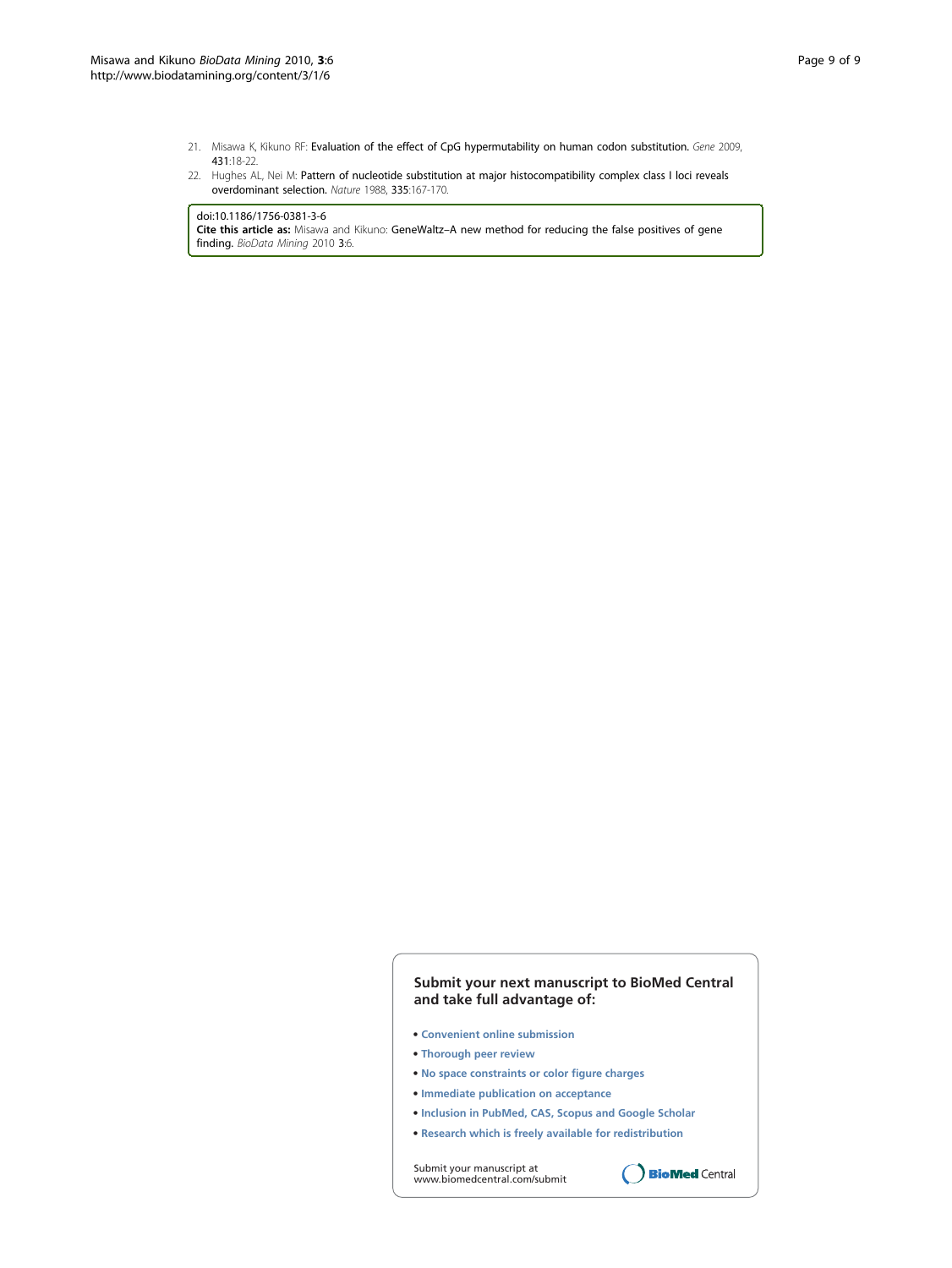21. Misawa K, Kikuno RF: **Evaluation of the effect of CpG hypermutability on human codon substitution.** *Gene* 2009, **431**:18-22.
22. Hughes AL, Nei M: **Pattern of nucleotide substitution at major histocompatibility complex class I loci reveals overdominant selection.** *Nature* 1988, **335**:167-170.

doi:10.1186/1756-0381-3-6
**Cite this article as:** Misawa and Kikuno: GeneWaltz–A new method for reducing the false positives of gene finding. *BioData Mining* 2010 **3**:6.

**Submit your next manuscript to BioMed Central and take full advantage of:**

- **Convenient online submission**
- **Thorough peer review**
- **No space constraints or color figure charges**
- **Immediate publication on acceptance**
- **Inclusion in PubMed, CAS, Scopus and Google Scholar**
- **Research which is freely available for redistribution**

Submit your manuscript at
www.biomedcentral.com/submit

BioMed Central